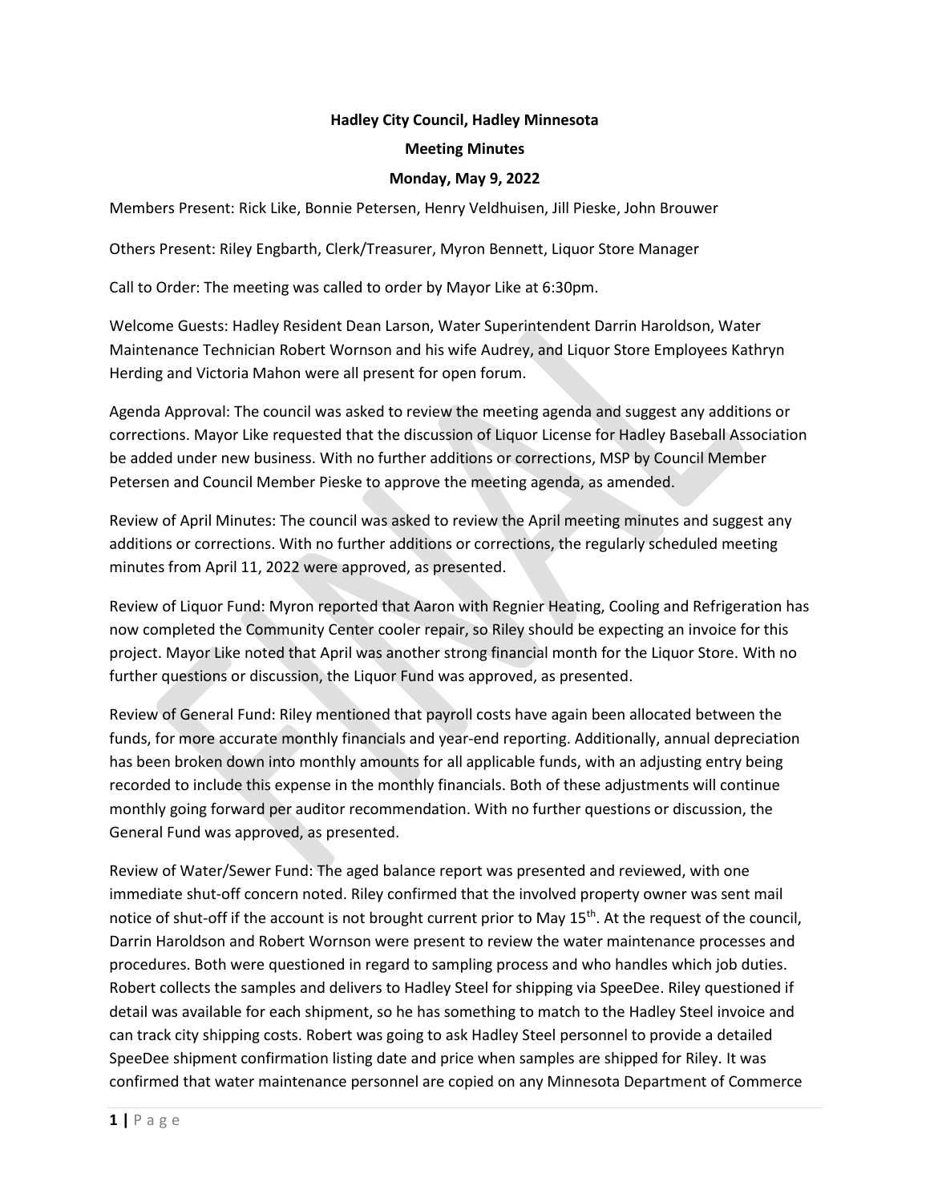**Hadley City Council, Hadley Minnesota**

**Meeting Minutes**

**Monday, May 9, 2022**

Members Present: Rick Like, Bonnie Petersen, Henry Veldhuisen, Jill Pieske, John Brouwer

Others Present: Riley Engbarth, Clerk/Treasurer, Myron Bennett, Liquor Store Manager

Call to Order: The meeting was called to order by Mayor Like at 6:30pm.

Welcome Guests: Hadley Resident Dean Larson, Water Superintendent Darrin Haroldson, Water Maintenance Technician Robert Wornson and his wife Audrey, and Liquor Store Employees Kathryn Herding and Victoria Mahon were all present for open forum.

Agenda Approval: The council was asked to review the meeting agenda and suggest any additions or corrections. Mayor Like requested that the discussion of Liquor License for Hadley Baseball Association be added under new business. With no further additions or corrections, MSP by Council Member Petersen and Council Member Pieske to approve the meeting agenda, as amended.

Review of April Minutes: The council was asked to review the April meeting minutes and suggest any additions or corrections. With no further additions or corrections, the regularly scheduled meeting minutes from April 11, 2022 were approved, as presented.

Review of Liquor Fund: Myron reported that Aaron with Regnier Heating, Cooling and Refrigeration has now completed the Community Center cooler repair, so Riley should be expecting an invoice for this project. Mayor Like noted that April was another strong financial month for the Liquor Store. With no further questions or discussion, the Liquor Fund was approved, as presented.

Review of General Fund: Riley mentioned that payroll costs have again been allocated between the funds, for more accurate monthly financials and year-end reporting. Additionally, annual depreciation has been broken down into monthly amounts for all applicable funds, with an adjusting entry being recorded to include this expense in the monthly financials. Both of these adjustments will continue monthly going forward per auditor recommendation. With no further questions or discussion, the General Fund was approved, as presented.

Review of Water/Sewer Fund: The aged balance report was presented and reviewed, with one immediate shut-off concern noted. Riley confirmed that the involved property owner was sent mail notice of shut-off if the account is not brought current prior to May 15th. At the request of the council, Darrin Haroldson and Robert Wornson were present to review the water maintenance processes and procedures. Both were questioned in regard to sampling process and who handles which job duties. Robert collects the samples and delivers to Hadley Steel for shipping via SpeeDee. Riley questioned if detail was available for each shipment, so he has something to match to the Hadley Steel invoice and can track city shipping costs. Robert was going to ask Hadley Steel personnel to provide a detailed SpeeDee shipment confirmation listing date and price when samples are shipped for Riley. It was confirmed that water maintenance personnel are copied on any Minnesota Department of Commerce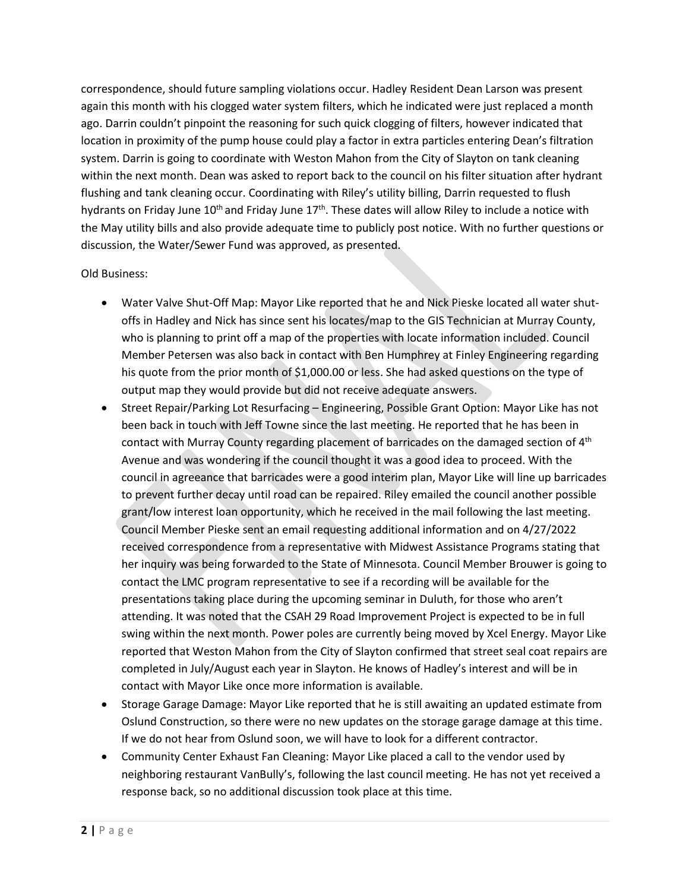correspondence, should future sampling violations occur. Hadley Resident Dean Larson was present again this month with his clogged water system filters, which he indicated were just replaced a month ago. Darrin couldn't pinpoint the reasoning for such quick clogging of filters, however indicated that location in proximity of the pump house could play a factor in extra particles entering Dean's filtration system. Darrin is going to coordinate with Weston Mahon from the City of Slayton on tank cleaning within the next month. Dean was asked to report back to the council on his filter situation after hydrant flushing and tank cleaning occur. Coordinating with Riley's utility billing, Darrin requested to flush hydrants on Friday June 10th and Friday June 17th. These dates will allow Riley to include a notice with the May utility bills and also provide adequate time to publicly post notice. With no further questions or discussion, the Water/Sewer Fund was approved, as presented.

Old Business:

- Water Valve Shut-Off Map: Mayor Like reported that he and Nick Pieske located all water shut-offs in Hadley and Nick has since sent his locates/map to the GIS Technician at Murray County, who is planning to print off a map of the properties with locate information included. Council Member Petersen was also back in contact with Ben Humphrey at Finley Engineering regarding his quote from the prior month of $1,000.00 or less. She had asked questions on the type of output map they would provide but did not receive adequate answers.
- Street Repair/Parking Lot Resurfacing – Engineering, Possible Grant Option: Mayor Like has not been back in touch with Jeff Towne since the last meeting. He reported that he has been in contact with Murray County regarding placement of barricades on the damaged section of 4th Avenue and was wondering if the council thought it was a good idea to proceed. With the council in agreeance that barricades were a good interim plan, Mayor Like will line up barricades to prevent further decay until road can be repaired. Riley emailed the council another possible grant/low interest loan opportunity, which he received in the mail following the last meeting. Council Member Pieske sent an email requesting additional information and on 4/27/2022 received correspondence from a representative with Midwest Assistance Programs stating that her inquiry was being forwarded to the State of Minnesota. Council Member Brouwer is going to contact the LMC program representative to see if a recording will be available for the presentations taking place during the upcoming seminar in Duluth, for those who aren't attending. It was noted that the CSAH 29 Road Improvement Project is expected to be in full swing within the next month. Power poles are currently being moved by Xcel Energy. Mayor Like reported that Weston Mahon from the City of Slayton confirmed that street seal coat repairs are completed in July/August each year in Slayton. He knows of Hadley's interest and will be in contact with Mayor Like once more information is available.
- Storage Garage Damage: Mayor Like reported that he is still awaiting an updated estimate from Oslund Construction, so there were no new updates on the storage garage damage at this time. If we do not hear from Oslund soon, we will have to look for a different contractor.
- Community Center Exhaust Fan Cleaning: Mayor Like placed a call to the vendor used by neighboring restaurant VanBully's, following the last council meeting. He has not yet received a response back, so no additional discussion took place at this time.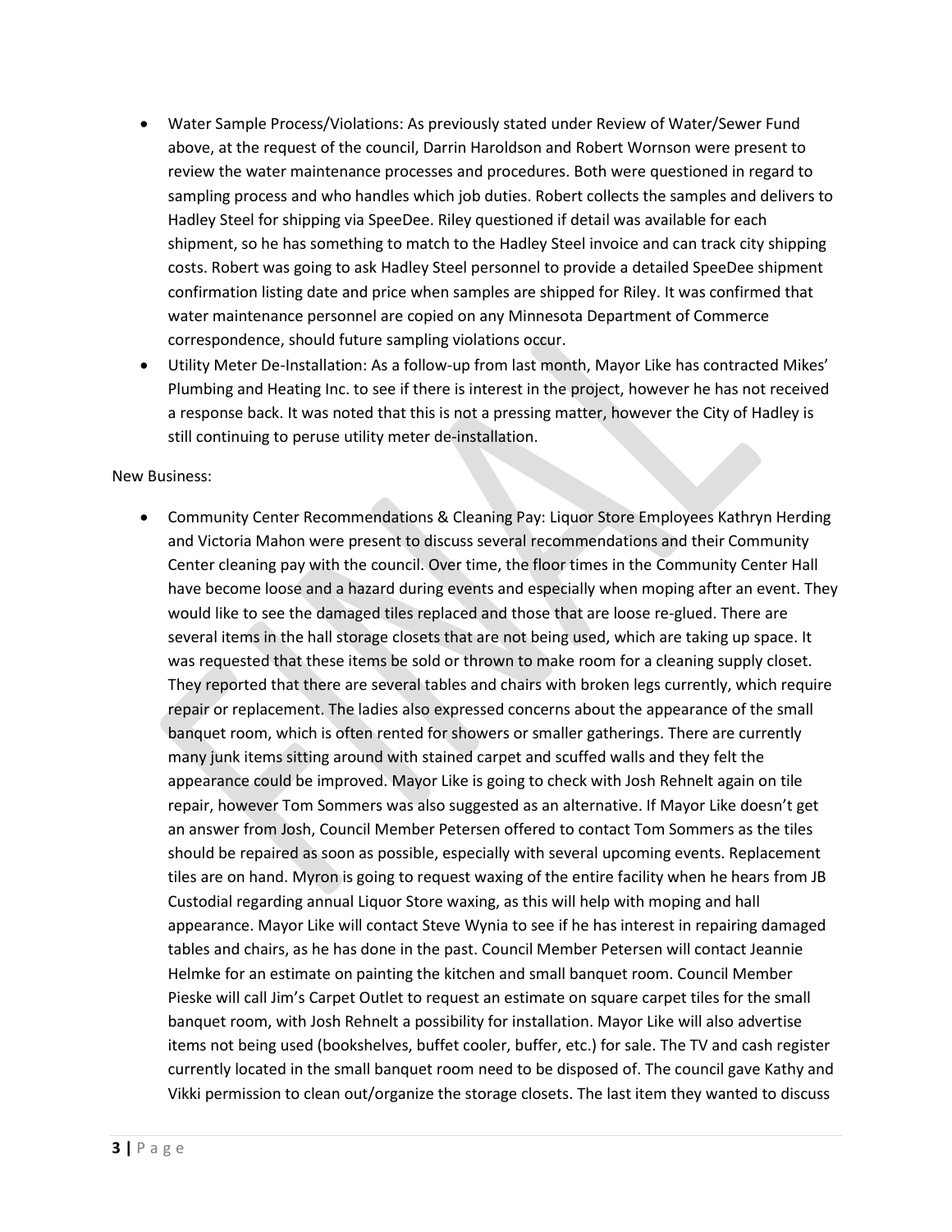- Water Sample Process/Violations: As previously stated under Review of Water/Sewer Fund above, at the request of the council, Darrin Haroldson and Robert Wornson were present to review the water maintenance processes and procedures. Both were questioned in regard to sampling process and who handles which job duties. Robert collects the samples and delivers to Hadley Steel for shipping via SpeeDee. Riley questioned if detail was available for each shipment, so he has something to match to the Hadley Steel invoice and can track city shipping costs. Robert was going to ask Hadley Steel personnel to provide a detailed SpeeDee shipment confirmation listing date and price when samples are shipped for Riley. It was confirmed that water maintenance personnel are copied on any Minnesota Department of Commerce correspondence, should future sampling violations occur.
- Utility Meter De-Installation: As a follow-up from last month, Mayor Like has contracted Mikes' Plumbing and Heating Inc. to see if there is interest in the project, however he has not received a response back. It was noted that this is not a pressing matter, however the City of Hadley is still continuing to peruse utility meter de-installation.

New Business:

- Community Center Recommendations & Cleaning Pay: Liquor Store Employees Kathryn Herding and Victoria Mahon were present to discuss several recommendations and their Community Center cleaning pay with the council. Over time, the floor times in the Community Center Hall have become loose and a hazard during events and especially when moping after an event. They would like to see the damaged tiles replaced and those that are loose re-glued. There are several items in the hall storage closets that are not being used, which are taking up space. It was requested that these items be sold or thrown to make room for a cleaning supply closet. They reported that there are several tables and chairs with broken legs currently, which require repair or replacement. The ladies also expressed concerns about the appearance of the small banquet room, which is often rented for showers or smaller gatherings. There are currently many junk items sitting around with stained carpet and scuffed walls and they felt the appearance could be improved. Mayor Like is going to check with Josh Rehnelt again on tile repair, however Tom Sommers was also suggested as an alternative. If Mayor Like doesn't get an answer from Josh, Council Member Petersen offered to contact Tom Sommers as the tiles should be repaired as soon as possible, especially with several upcoming events. Replacement tiles are on hand. Myron is going to request waxing of the entire facility when he hears from JB Custodial regarding annual Liquor Store waxing, as this will help with moping and hall appearance. Mayor Like will contact Steve Wynia to see if he has interest in repairing damaged tables and chairs, as he has done in the past. Council Member Petersen will contact Jeannie Helmke for an estimate on painting the kitchen and small banquet room. Council Member Pieske will call Jim's Carpet Outlet to request an estimate on square carpet tiles for the small banquet room, with Josh Rehnelt a possibility for installation. Mayor Like will also advertise items not being used (bookshelves, buffet cooler, buffer, etc.) for sale. The TV and cash register currently located in the small banquet room need to be disposed of. The council gave Kathy and Vikki permission to clean out/organize the storage closets. The last item they wanted to discuss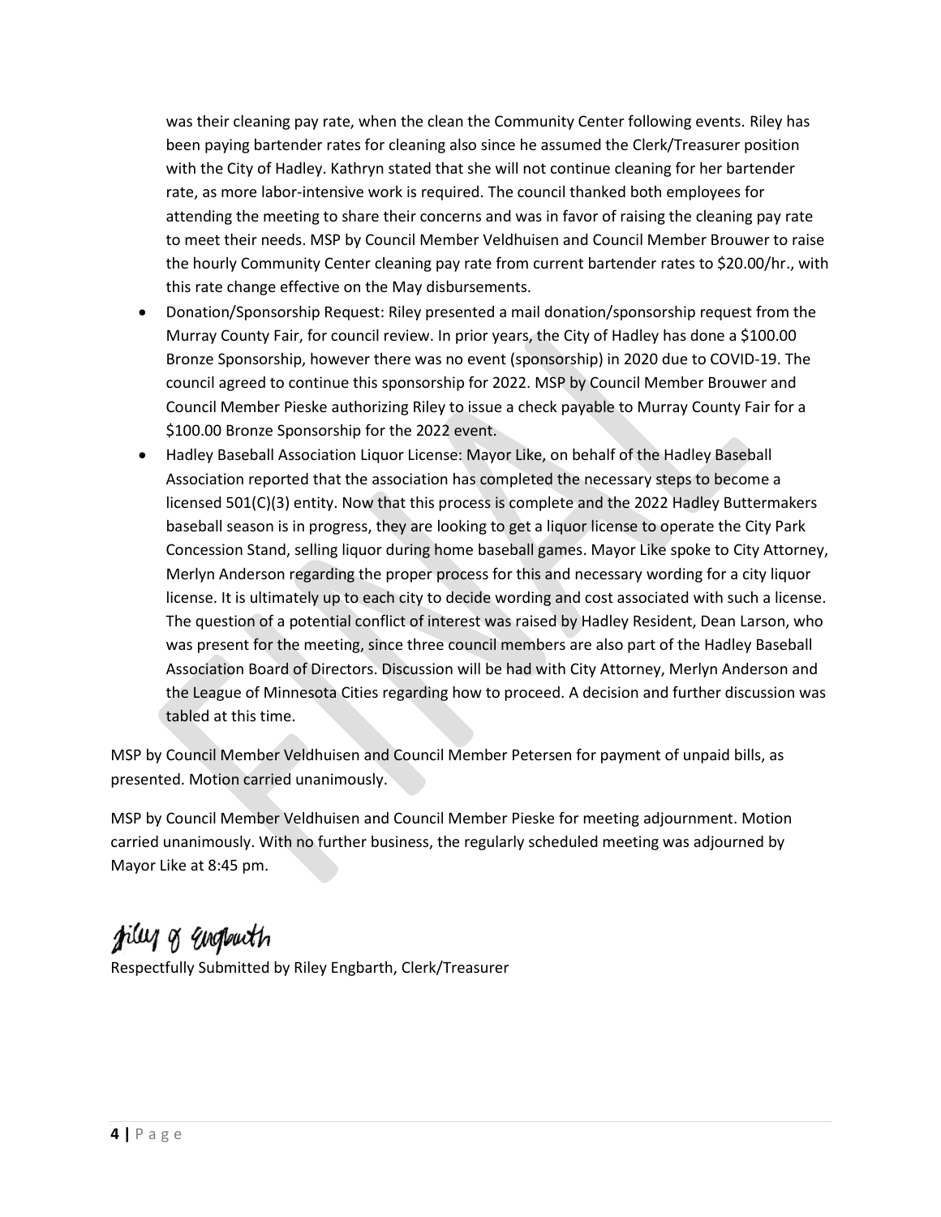was their cleaning pay rate, when the clean the Community Center following events. Riley has been paying bartender rates for cleaning also since he assumed the Clerk/Treasurer position with the City of Hadley. Kathryn stated that she will not continue cleaning for her bartender rate, as more labor-intensive work is required. The council thanked both employees for attending the meeting to share their concerns and was in favor of raising the cleaning pay rate to meet their needs. MSP by Council Member Veldhuisen and Council Member Brouwer to raise the hourly Community Center cleaning pay rate from current bartender rates to $20.00/hr., with this rate change effective on the May disbursements.

- Donation/Sponsorship Request: Riley presented a mail donation/sponsorship request from the Murray County Fair, for council review. In prior years, the City of Hadley has done a $100.00 Bronze Sponsorship, however there was no event (sponsorship) in 2020 due to COVID-19. The council agreed to continue this sponsorship for 2022. MSP by Council Member Brouwer and Council Member Pieske authorizing Riley to issue a check payable to Murray County Fair for a $100.00 Bronze Sponsorship for the 2022 event.
- Hadley Baseball Association Liquor License: Mayor Like, on behalf of the Hadley Baseball Association reported that the association has completed the necessary steps to become a licensed 501(C)(3) entity. Now that this process is complete and the 2022 Hadley Buttermakers baseball season is in progress, they are looking to get a liquor license to operate the City Park Concession Stand, selling liquor during home baseball games. Mayor Like spoke to City Attorney, Merlyn Anderson regarding the proper process for this and necessary wording for a city liquor license. It is ultimately up to each city to decide wording and cost associated with such a license. The question of a potential conflict of interest was raised by Hadley Resident, Dean Larson, who was present for the meeting, since three council members are also part of the Hadley Baseball Association Board of Directors. Discussion will be had with City Attorney, Merlyn Anderson and the League of Minnesota Cities regarding how to proceed. A decision and further discussion was tabled at this time.

MSP by Council Member Veldhuisen and Council Member Petersen for payment of unpaid bills, as presented. Motion carried unanimously.

MSP by Council Member Veldhuisen and Council Member Pieske for meeting adjournment. Motion carried unanimously. With no further business, the regularly scheduled meeting was adjourned by Mayor Like at 8:45 pm.

Riley J Engbarth

Respectfully Submitted by Riley Engbarth, Clerk/Treasurer